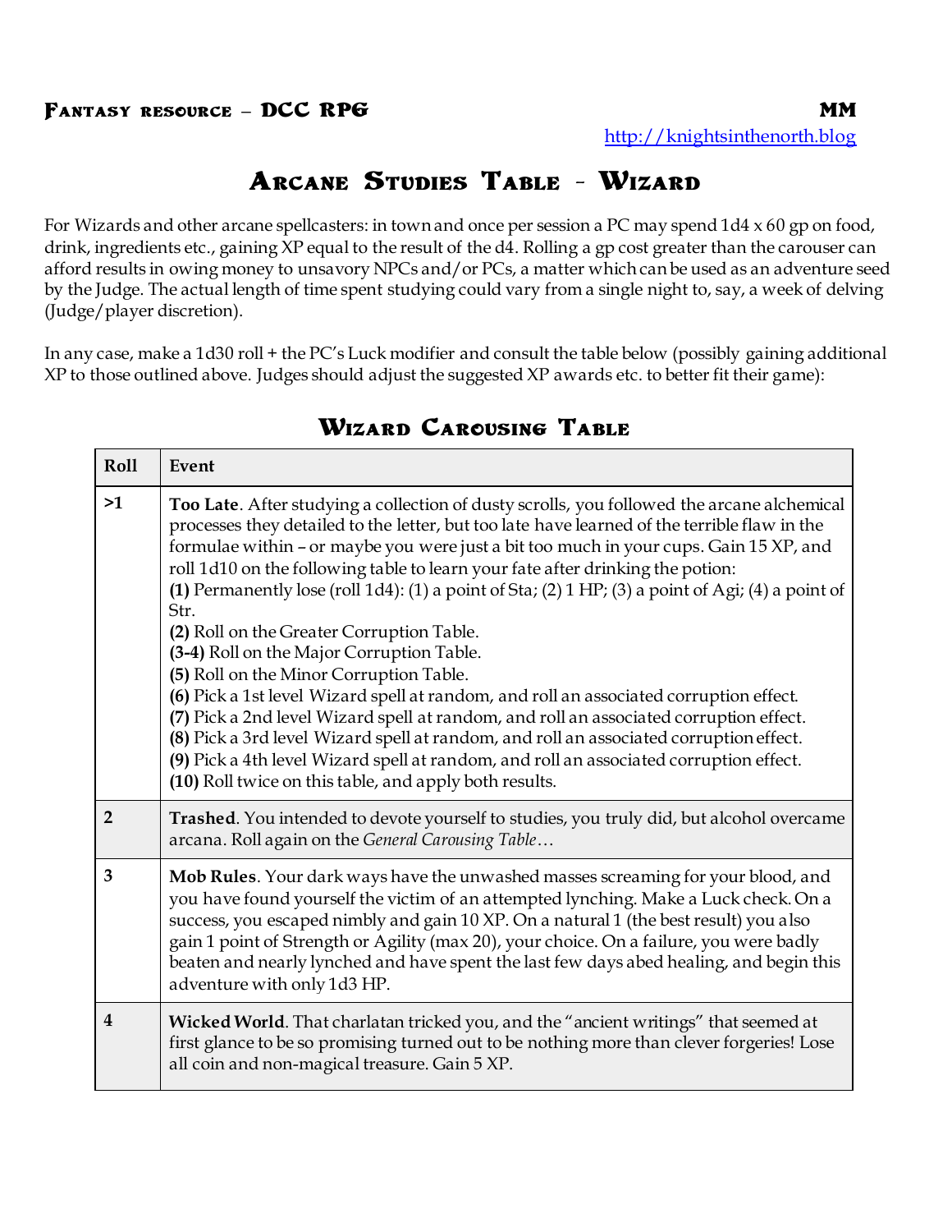**Fantasy resource – DCC RPG** **MM**

http://knightsinthenorth.blog

# Arcane Studies Table - Wizard

For Wizards and other arcane spellcasters: in town and once per session a PC may spend 1d4 x 60 gp on food, drink, ingredients etc., gaining XP equal to the result of the d4. Rolling a gp cost greater than the carouser can afford results in owing money to unsavory NPCs and/or PCs, a matter which can be used as an adventure seed by the Judge. The actual length of time spent studying could vary from a single night to, say, a week of delving (Judge/player discretion).

In any case, make a 1d30 roll + the PC's Luck modifier and consult the table below (possibly gaining additional XP to those outlined above. Judges should adjust the suggested XP awards etc. to better fit their game):

## Wizard Carousing Table

| Roll | Event |
|---|---|
| >1 | **Too Late**. After studying a collection of dusty scrolls, you followed the arcane alchemical processes they detailed to the letter, but too late have learned of the terrible flaw in the formulae within – or maybe you were just a bit too much in your cups. Gain 15 XP, and roll 1d10 on the following table to learn your fate after drinking the potion:<br>**(1)** Permanently lose (roll 1d4): (1) a point of Sta; (2) 1 HP; (3) a point of Agi; (4) a point of Str.<br>**(2)** Roll on the Greater Corruption Table.<br>**(3-4)** Roll on the Major Corruption Table.<br>**(5)** Roll on the Minor Corruption Table.<br>**(6)** Pick a 1st level Wizard spell at random, and roll an associated corruption effect.<br>**(7)** Pick a 2nd level Wizard spell at random, and roll an associated corruption effect.<br>**(8)** Pick a 3rd level Wizard spell at random, and roll an associated corruption effect.<br>**(9)** Pick a 4th level Wizard spell at random, and roll an associated corruption effect.<br>**(10)** Roll twice on this table, and apply both results. |
| 2 | **Trashed**. You intended to devote yourself to studies, you truly did, but alcohol overcame arcana. Roll again on the *General Carousing Table*… |
| 3 | **Mob Rules**. Your dark ways have the unwashed masses screaming for your blood, and you have found yourself the victim of an attempted lynching. Make a Luck check. On a success, you escaped nimbly and gain 10 XP. On a natural 1 (the best result) you also gain 1 point of Strength or Agility (max 20), your choice. On a failure, you were badly beaten and nearly lynched and have spent the last few days abed healing, and begin this adventure with only 1d3 HP. |
| 4 | **Wicked World**. That charlatan tricked you, and the "ancient writings" that seemed at first glance to be so promising turned out to be nothing more than clever forgeries! Lose all coin and non-magical treasure. Gain 5 XP. |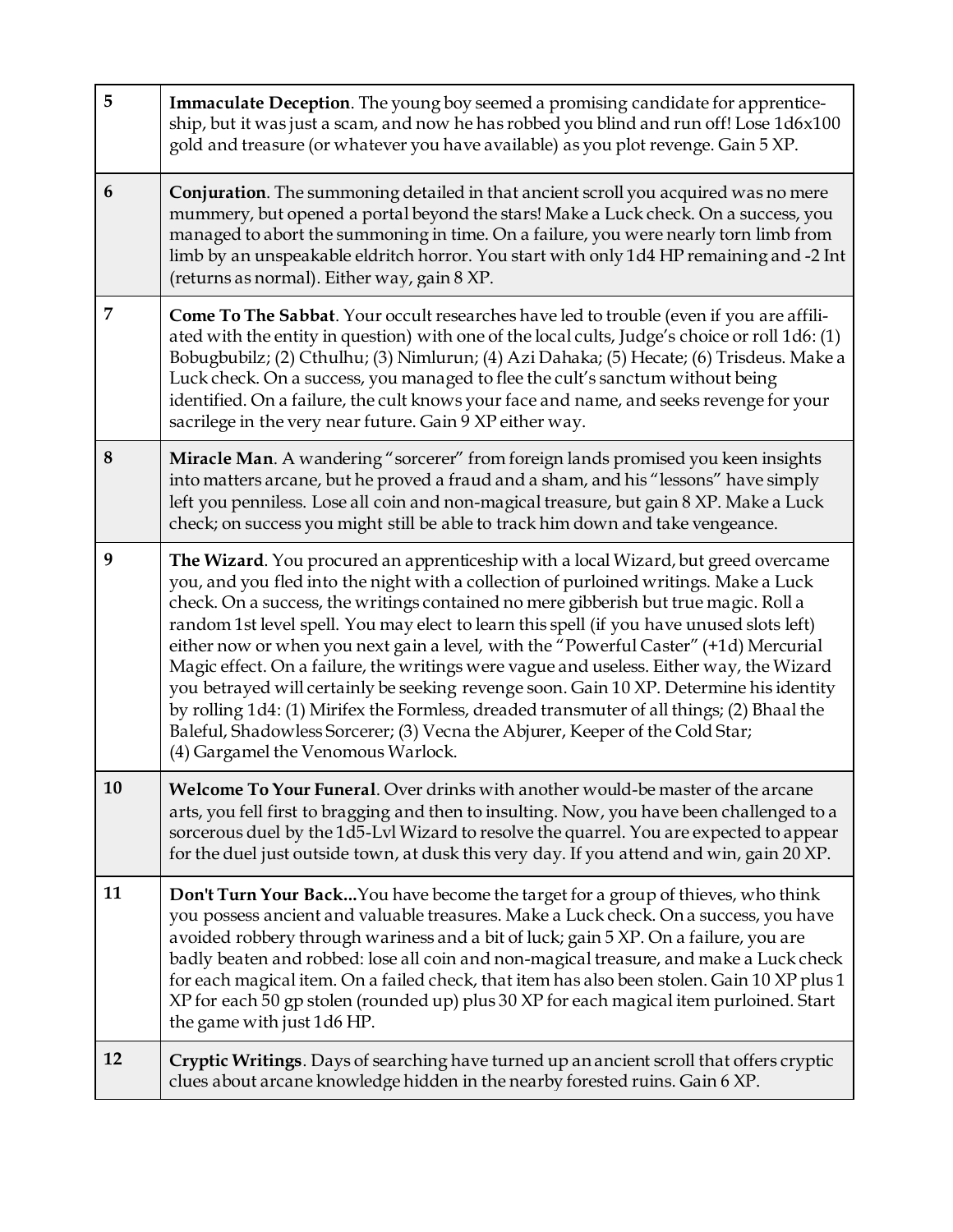| | |
|---|---|
| 5 | **Immaculate Deception**. The young boy seemed a promising candidate for apprenticeship, but it was just a scam, and now he has robbed you blind and run off! Lose 1d6x100 gold and treasure (or whatever you have available) as you plot revenge. Gain 5 XP. |
| 6 | **Conjuration**. The summoning detailed in that ancient scroll you acquired was no mere mummery, but opened a portal beyond the stars! Make a Luck check. On a success, you managed to abort the summoning in time. On a failure, you were nearly torn limb from limb by an unspeakable eldritch horror. You start with only 1d4 HP remaining and -2 Int (returns as normal). Either way, gain 8 XP. |
| 7 | **Come To The Sabbat**. Your occult researches have led to trouble (even if you are affiliated with the entity in question) with one of the local cults, Judge's choice or roll 1d6: (1) Bobugbubilz; (2) Cthulhu; (3) Nimlurun; (4) Azi Dahaka; (5) Hecate; (6) Trisdeus. Make a Luck check. On a success, you managed to flee the cult's sanctum without being identified. On a failure, the cult knows your face and name, and seeks revenge for your sacrilege in the very near future. Gain 9 XP either way. |
| 8 | **Miracle Man**. A wandering "sorcerer" from foreign lands promised you keen insights into matters arcane, but he proved a fraud and a sham, and his "lessons" have simply left you penniless. Lose all coin and non-magical treasure, but gain 8 XP. Make a Luck check; on success you might still be able to track him down and take vengeance. |
| 9 | **The Wizard**. You procured an apprenticeship with a local Wizard, but greed overcame you, and you fled into the night with a collection of purloined writings. Make a Luck check. On a success, the writings contained no mere gibberish but true magic. Roll a random 1st level spell. You may elect to learn this spell (if you have unused slots left) either now or when you next gain a level, with the "Powerful Caster" (+1d) Mercurial Magic effect. On a failure, the writings were vague and useless. Either way, the Wizard you betrayed will certainly be seeking revenge soon. Gain 10 XP. Determine his identity by rolling 1d4: (1) Mirifex the Formless, dreaded transmuter of all things; (2) Bhaal the Baleful, Shadowless Sorcerer; (3) Vecna the Abjurer, Keeper of the Cold Star; (4) Gargamel the Venomous Warlock. |
| 10 | **Welcome To Your Funeral**. Over drinks with another would-be master of the arcane arts, you fell first to bragging and then to insulting. Now, you have been challenged to a sorcerous duel by the 1d5-Lvl Wizard to resolve the quarrel. You are expected to appear for the duel just outside town, at dusk this very day. If you attend and win, gain 20 XP. |
| 11 | **Don't Turn Your Back...** You have become the target for a group of thieves, who think you possess ancient and valuable treasures. Make a Luck check. On a success, you have avoided robbery through wariness and a bit of luck; gain 5 XP. On a failure, you are badly beaten and robbed: lose all coin and non-magical treasure, and make a Luck check for each magical item. On a failed check, that item has also been stolen. Gain 10 XP plus 1 XP for each 50 gp stolen (rounded up) plus 30 XP for each magical item purloined. Start the game with just 1d6 HP. |
| 12 | **Cryptic Writings**. Days of searching have turned up an ancient scroll that offers cryptic clues about arcane knowledge hidden in the nearby forested ruins. Gain 6 XP. |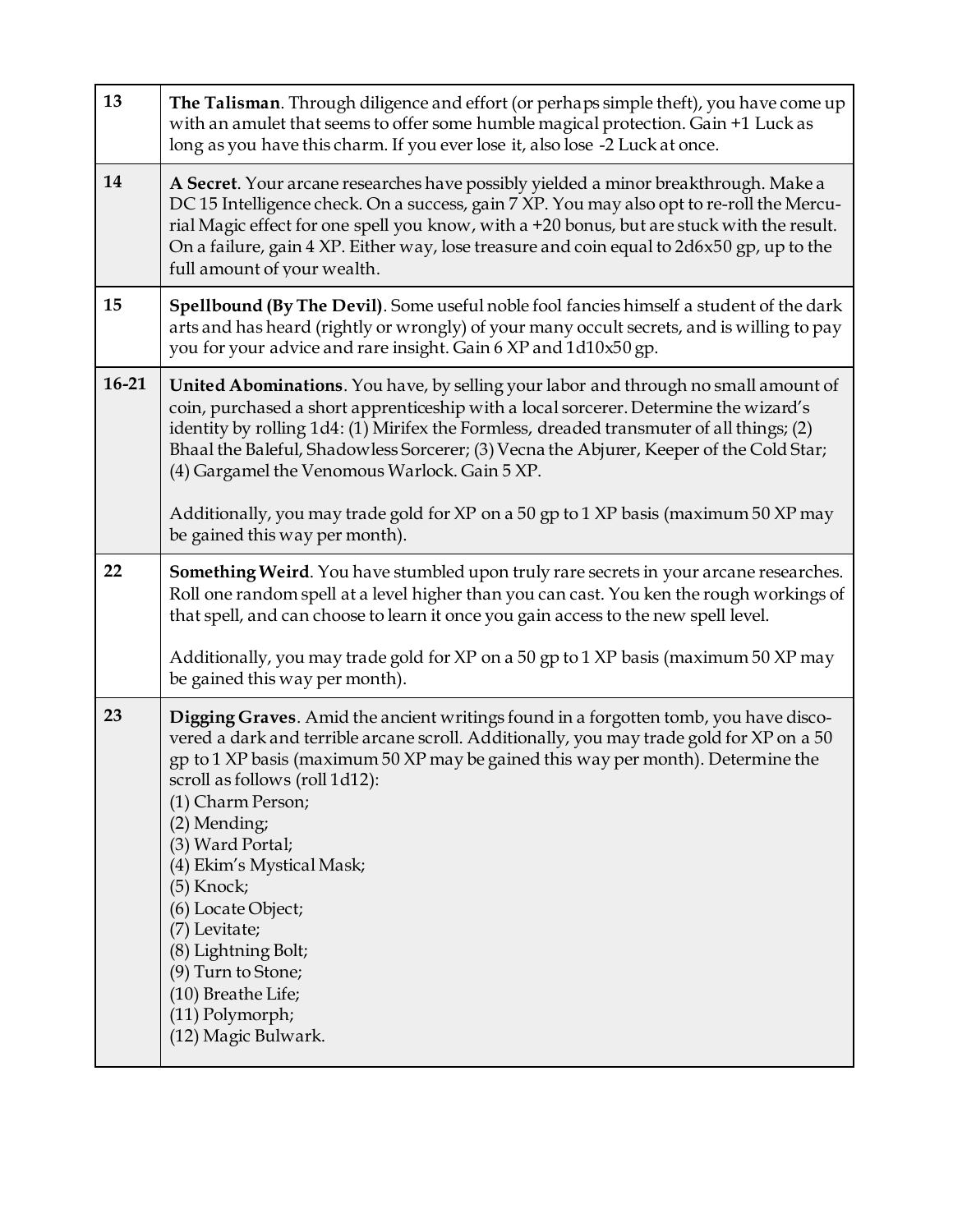| | |
|---|---|
| 13 | **The Talisman**. Through diligence and effort (or perhaps simple theft), you have come up with an amulet that seems to offer some humble magical protection. Gain +1 Luck as long as you have this charm. If you ever lose it, also lose -2 Luck at once. |
| 14 | **A Secret**. Your arcane researches have possibly yielded a minor breakthrough. Make a DC 15 Intelligence check. On a success, gain 7 XP. You may also opt to re-roll the Mercurial Magic effect for one spell you know, with a +20 bonus, but are stuck with the result. On a failure, gain 4 XP. Either way, lose treasure and coin equal to 2d6x50 gp, up to the full amount of your wealth. |
| 15 | **Spellbound (By The Devil)**. Some useful noble fool fancies himself a student of the dark arts and has heard (rightly or wrongly) of your many occult secrets, and is willing to pay you for your advice and rare insight. Gain 6 XP and 1d10x50 gp. |
| 16-21 | **United Abominations**. You have, by selling your labor and through no small amount of coin, purchased a short apprenticeship with a local sorcerer. Determine the wizard's identity by rolling 1d4: (1) Mirifex the Formless, dreaded transmuter of all things; (2) Bhaal the Baleful, Shadowless Sorcerer; (3) Vecna the Abjurer, Keeper of the Cold Star; (4) Gargamel the Venomous Warlock. Gain 5 XP.<br><br>Additionally, you may trade gold for XP on a 50 gp to 1 XP basis (maximum 50 XP may be gained this way per month). |
| 22 | **Something Weird**. You have stumbled upon truly rare secrets in your arcane researches. Roll one random spell at a level higher than you can cast. You ken the rough workings of that spell, and can choose to learn it once you gain access to the new spell level.<br><br>Additionally, you may trade gold for XP on a 50 gp to 1 XP basis (maximum 50 XP may be gained this way per month). |
| 23 | **Digging Graves**. Amid the ancient writings found in a forgotten tomb, you have discovered a dark and terrible arcane scroll. Additionally, you may trade gold for XP on a 50 gp to 1 XP basis (maximum 50 XP may be gained this way per month). Determine the scroll as follows (roll 1d12):<br>(1) Charm Person;<br>(2) Mending;<br>(3) Ward Portal;<br>(4) Ekim's Mystical Mask;<br>(5) Knock;<br>(6) Locate Object;<br>(7) Levitate;<br>(8) Lightning Bolt;<br>(9) Turn to Stone;<br>(10) Breathe Life;<br>(11) Polymorph;<br>(12) Magic Bulwark. |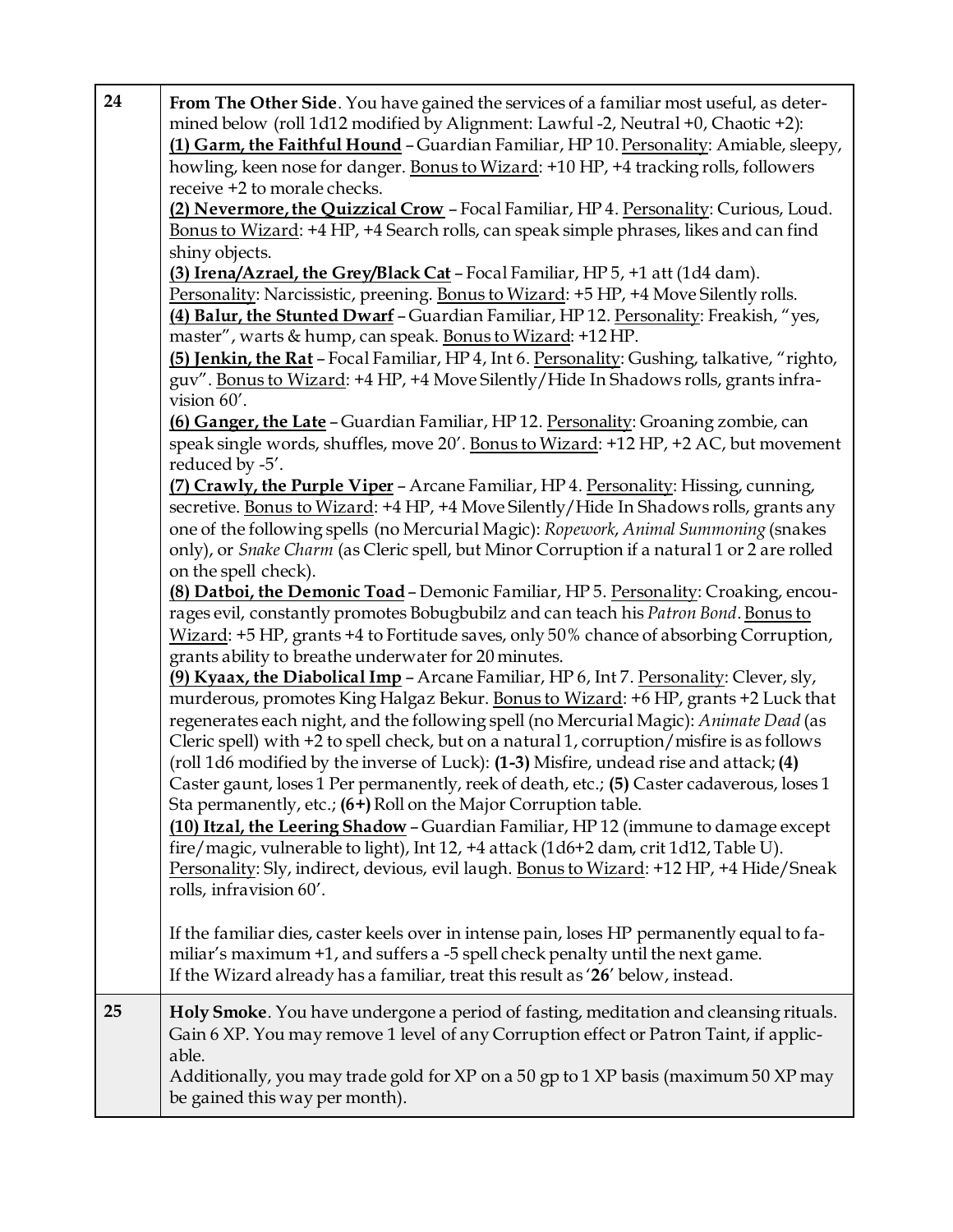| | |
|---|---|
| 24 | **From The Other Side**. You have gained the services of a familiar most useful, as determined below (roll 1d12 modified by Alignment: Lawful -2, Neutral +0, Chaotic +2):<br>**(1) Garm, the Faithful Hound** – Guardian Familiar, HP 10. Personality: Amiable, sleepy, howling, keen nose for danger. Bonus to Wizard: +10 HP, +4 tracking rolls, followers receive +2 to morale checks.<br>**(2) Nevermore, the Quizzical Crow** – Focal Familiar, HP 4. Personality: Curious, Loud. Bonus to Wizard: +4 HP, +4 Search rolls, can speak simple phrases, likes and can find shiny objects.<br>**(3) Irena/Azrael, the Grey/Black Cat** – Focal Familiar, HP 5, +1 att (1d4 dam). Personality: Narcissistic, preening. Bonus to Wizard: +5 HP, +4 Move Silently rolls.<br>**(4) Balur, the Stunted Dwarf** – Guardian Familiar, HP 12. Personality: Freakish, "yes, master", warts & hump, can speak. Bonus to Wizard: +12 HP.<br>**(5) Jenkin, the Rat** – Focal Familiar, HP 4, Int 6. Personality: Gushing, talkative, "righto, guv". Bonus to Wizard: +4 HP, +4 Move Silently/Hide In Shadows rolls, grants infravision 60'.<br>**(6) Ganger, the Late** – Guardian Familiar, HP 12. Personality: Groaning zombie, can speak single words, shuffles, move 20'. Bonus to Wizard: +12 HP, +2 AC, but movement reduced by -5'.<br>**(7) Crawly, the Purple Viper** – Arcane Familiar, HP 4. Personality: Hissing, cunning, secretive. Bonus to Wizard: +4 HP, +4 Move Silently/Hide In Shadows rolls, grants any one of the following spells (no Mercurial Magic): *Ropework*, *Animal Summoning* (snakes only), or *Snake Charm* (as Cleric spell, but Minor Corruption if a natural 1 or 2 are rolled on the spell check).<br>**(8) Datboi, the Demonic Toad** – Demonic Familiar, HP 5. Personality: Croaking, encourages evil, constantly promotes Bobugbubilz and can teach his *Patron Bond*. Bonus to Wizard: +5 HP, grants +4 to Fortitude saves, only 50% chance of absorbing Corruption, grants ability to breathe underwater for 20 minutes.<br>**(9) Kyaax, the Diabolical Imp** – Arcane Familiar, HP 6, Int 7. Personality: Clever, sly, murderous, promotes King Halgaz Bekur. Bonus to Wizard: +6 HP, grants +2 Luck that regenerates each night, and the following spell (no Mercurial Magic): *Animate Dead* (as Cleric spell) with +2 to spell check, but on a natural 1, corruption/misfire is as follows (roll 1d6 modified by the inverse of Luck): **(1-3)** Misfire, undead rise and attack; **(4)** Caster gaunt, loses 1 Per permanently, reek of death, etc.; **(5)** Caster cadaverous, loses 1 Sta permanently, etc.; **(6+)** Roll on the Major Corruption table.<br>**(10) Itzal, the Leering Shadow** – Guardian Familiar, HP 12 (immune to damage except fire/magic, vulnerable to light), Int 12, +4 attack (1d6+2 dam, crit 1d12, Table U). Personality: Sly, indirect, devious, evil laugh. Bonus to Wizard: +12 HP, +4 Hide/Sneak rolls, infravision 60'.<br><br>If the familiar dies, caster keels over in intense pain, loses HP permanently equal to familiar's maximum +1, and suffers a -5 spell check penalty until the next game.<br>If the Wizard already has a familiar, treat this result as '**26**' below, instead. |
| 25 | **Holy Smoke**. You have undergone a period of fasting, meditation and cleansing rituals. Gain 6 XP. You may remove 1 level of any Corruption effect or Patron Taint, if applicable.<br>Additionally, you may trade gold for XP on a 50 gp to 1 XP basis (maximum 50 XP may be gained this way per month). |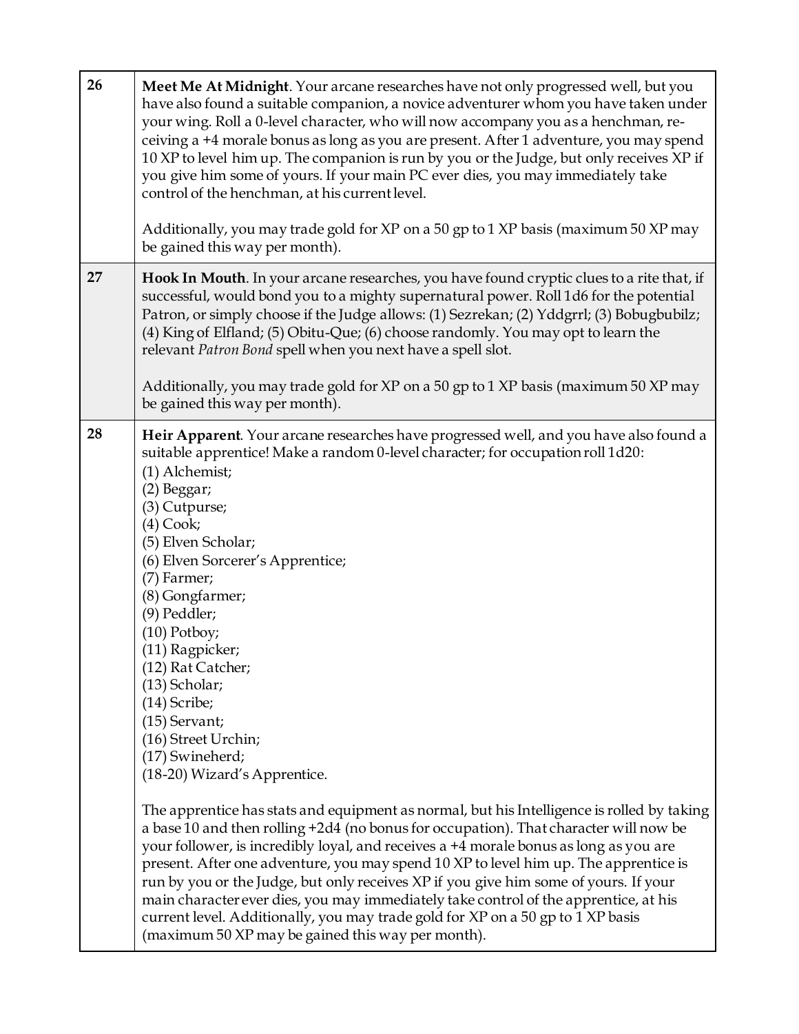| | |
|---|---|
| 26 | **Meet Me At Midnight**. Your arcane researches have not only progressed well, but you have also found a suitable companion, a novice adventurer whom you have taken under your wing. Roll a 0-level character, who will now accompany you as a henchman, receiving a +4 morale bonus as long as you are present. After 1 adventure, you may spend 10 XP to level him up. The companion is run by you or the Judge, but only receives XP if you give him some of yours. If your main PC ever dies, you may immediately take control of the henchman, at his current level.<br><br>Additionally, you may trade gold for XP on a 50 gp to 1 XP basis (maximum 50 XP may be gained this way per month). |
| 27 | **Hook In Mouth**. In your arcane researches, you have found cryptic clues to a rite that, if successful, would bond you to a mighty supernatural power. Roll 1d6 for the potential Patron, or simply choose if the Judge allows: (1) Sezrekan; (2) Yddgrrl; (3) Bobugbubilz; (4) King of Elfland; (5) Obitu-Que; (6) choose randomly. You may opt to learn the relevant *Patron Bond* spell when you next have a spell slot.<br><br>Additionally, you may trade gold for XP on a 50 gp to 1 XP basis (maximum 50 XP may be gained this way per month). |
| 28 | **Heir Apparent**. Your arcane researches have progressed well, and you have also found a suitable apprentice! Make a random 0-level character; for occupation roll 1d20:<br>(1) Alchemist;<br>(2) Beggar;<br>(3) Cutpurse;<br>(4) Cook;<br>(5) Elven Scholar;<br>(6) Elven Sorcerer's Apprentice;<br>(7) Farmer;<br>(8) Gongfarmer;<br>(9) Peddler;<br>(10) Potboy;<br>(11) Ragpicker;<br>(12) Rat Catcher;<br>(13) Scholar;<br>(14) Scribe;<br>(15) Servant;<br>(16) Street Urchin;<br>(17) Swineherd;<br>(18-20) Wizard's Apprentice.<br><br>The apprentice has stats and equipment as normal, but his Intelligence is rolled by taking a base 10 and then rolling +2d4 (no bonus for occupation). That character will now be your follower, is incredibly loyal, and receives a +4 morale bonus as long as you are present. After one adventure, you may spend 10 XP to level him up. The apprentice is run by you or the Judge, but only receives XP if you give him some of yours. If your main character ever dies, you may immediately take control of the apprentice, at his current level. Additionally, you may trade gold for XP on a 50 gp to 1 XP basis (maximum 50 XP may be gained this way per month). |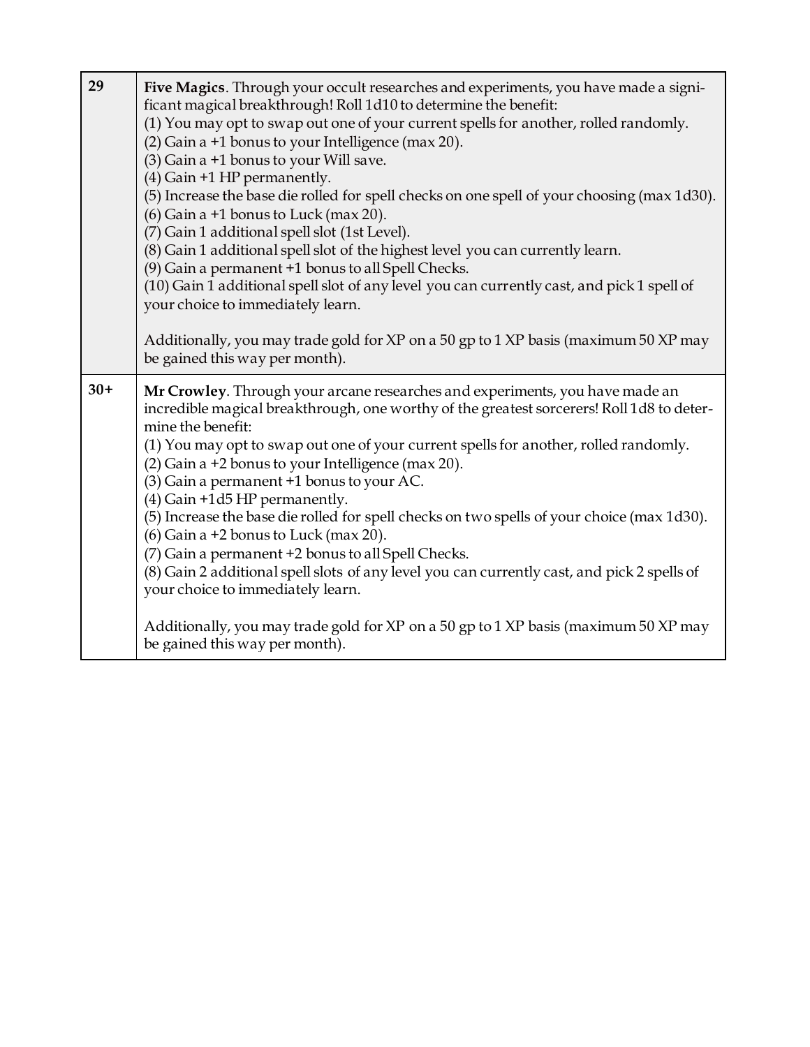| | |
|---|---|
| **29** | **Five Magics**. Through your occult researches and experiments, you have made a significant magical breakthrough! Roll 1d10 to determine the benefit:<br>(1) You may opt to swap out one of your current spells for another, rolled randomly.<br>(2) Gain a +1 bonus to your Intelligence (max 20).<br>(3) Gain a +1 bonus to your Will save.<br>(4) Gain +1 HP permanently.<br>(5) Increase the base die rolled for spell checks on one spell of your choosing (max 1d30).<br>(6) Gain a +1 bonus to Luck (max 20).<br>(7) Gain 1 additional spell slot (1st Level).<br>(8) Gain 1 additional spell slot of the highest level you can currently learn.<br>(9) Gain a permanent +1 bonus to all Spell Checks.<br>(10) Gain 1 additional spell slot of any level you can currently cast, and pick 1 spell of your choice to immediately learn.<br><br>Additionally, you may trade gold for XP on a 50 gp to 1 XP basis (maximum 50 XP may be gained this way per month). |
| **30+** | **Mr Crowley**. Through your arcane researches and experiments, you have made an incredible magical breakthrough, one worthy of the greatest sorcerers! Roll 1d8 to determine the benefit:<br>(1) You may opt to swap out one of your current spells for another, rolled randomly.<br>(2) Gain a +2 bonus to your Intelligence (max 20).<br>(3) Gain a permanent +1 bonus to your AC.<br>(4) Gain +1d5 HP permanently.<br>(5) Increase the base die rolled for spell checks on two spells of your choice (max 1d30).<br>(6) Gain a +2 bonus to Luck (max 20).<br>(7) Gain a permanent +2 bonus to all Spell Checks.<br>(8) Gain 2 additional spell slots of any level you can currently cast, and pick 2 spells of your choice to immediately learn.<br><br>Additionally, you may trade gold for XP on a 50 gp to 1 XP basis (maximum 50 XP may be gained this way per month). |